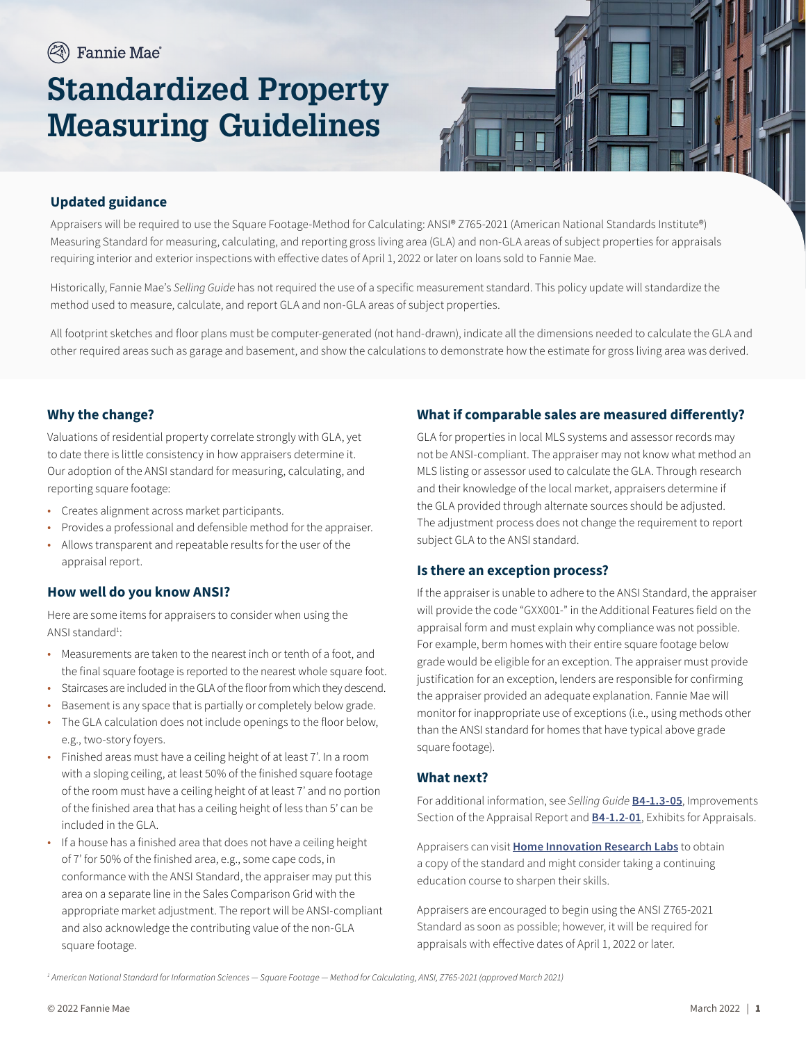Fannie Mae

# Standardized Property Measuring Guidelines

## Updated guidance

Appraisers will be required to use the Square Footage-Method for Calculating: ANSI® Z765-2021 (American National Standards Institute®) Measuring Standard for measuring, calculating, and reporting gross living area (GLA) and non-GLA areas of subject properties for appraisals requiring interior and exterior inspections with effective dates of April 1, 2022 or later on loans sold to Fannie Mae.

Historically, Fannie Mae's *Selling Guide* has not required the use of a specific measurement standard. This policy update will standardize the method used to measure, calculate, and report GLA and non-GLA areas of subject properties.

All footprint sketches and floor plans must be computer-generated (not hand-drawn), indicate all the dimensions needed to calculate the GLA and other required areas such as garage and basement, and show the calculations to demonstrate how the estimate for gross living area was derived.

## Why the change?

Valuations of residential property correlate strongly with GLA, yet to date there is little consistency in how appraisers determine it. Our adoption of the ANSI standard for measuring, calculating, and reporting square footage:

- Creates alignment across market participants.
- Provides a professional and defensible method for the appraiser.
- Allows transparent and repeatable results for the user of the appraisal report.

## How well do you know ANSI?

Here are some items for appraisers to consider when using the ANSI standard[1]:

- Measurements are taken to the nearest inch or tenth of a foot, and the final square footage is reported to the nearest whole square foot.
- Staircases are included in the GLA of the floor from which they descend.
- Basement is any space that is partially or completely below grade.
- The GLA calculation does not include openings to the floor below, e.g., two-story foyers.
- Finished areas must have a ceiling height of at least 7'. In a room with a sloping ceiling, at least 50% of the finished square footage of the room must have a ceiling height of at least 7' and no portion of the finished area that has a ceiling height of less than 5' can be included in the GLA.
- If a house has a finished area that does not have a ceiling height of 7' for 50% of the finished area, e.g., some cape cods, in conformance with the ANSI Standard, the appraiser may put this area on a separate line in the Sales Comparison Grid with the appropriate market adjustment. The report will be ANSI-compliant and also acknowledge the contributing value of the non-GLA square footage.

## What if comparable sales are measured differently?

GLA for properties in local MLS systems and assessor records may not be ANSI-compliant. The appraiser may not know what method an MLS listing or assessor used to calculate the GLA. Through research and their knowledge of the local market, appraisers determine if the GLA provided through alternate sources should be adjusted. The adjustment process does not change the requirement to report subject GLA to the ANSI standard.

## Is there an exception process?

If the appraiser is unable to adhere to the ANSI Standard, the appraiser will provide the code "GXX001-" in the Additional Features field on the appraisal form and must explain why compliance was not possible. For example, berm homes with their entire square footage below grade would be eligible for an exception. The appraiser must provide justification for an exception, lenders are responsible for confirming the appraiser provided an adequate explanation. Fannie Mae will monitor for inappropriate use of exceptions (i.e., using methods other than the ANSI standard for homes that have typical above grade square footage).

## What next?

For additional information, see *Selling Guide* **B4-1.3-05**, Improvements Section of the Appraisal Report and **B4-1.2-01**, Exhibits for Appraisals.

Appraisers can visit **Home Innovation Research Labs** to obtain a copy of the standard and might consider taking a continuing education course to sharpen their skills.

Appraisers are encouraged to begin using the ANSI Z765-2021 Standard as soon as possible; however, it will be required for appraisals with effective dates of April 1, 2022 or later.

[1] *American National Standard for Information Sciences — Square Footage — Method for Calculating, ANSI, Z765-2021 (approved March 2021)*

© 2022 Fannie Mae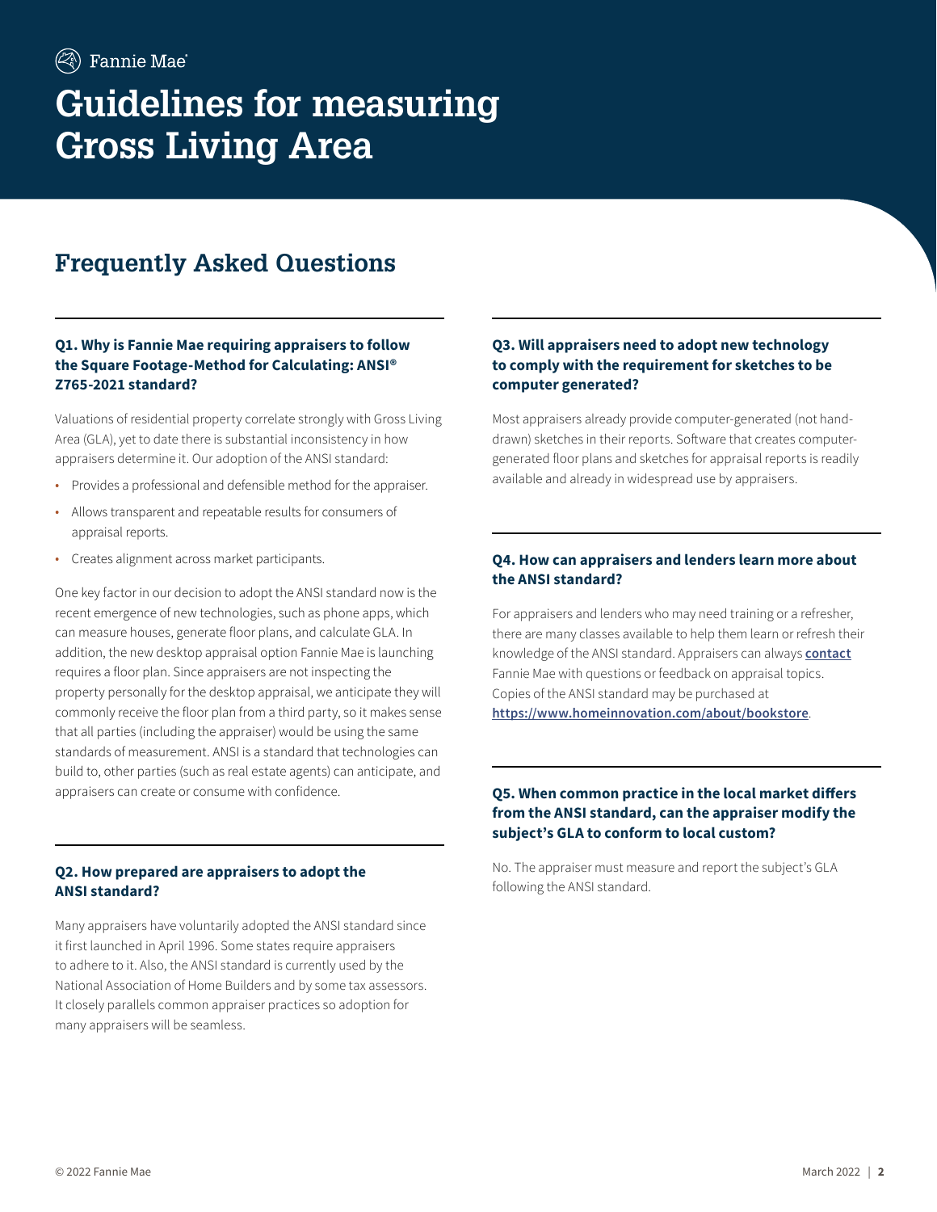# Guidelines for measuring Gross Living Area

## Frequently Asked Questions

### Q1. Why is Fannie Mae requiring appraisers to follow the Square Footage-Method for Calculating: ANSI® Z765-2021 standard?

Valuations of residential property correlate strongly with Gross Living Area (GLA), yet to date there is substantial inconsistency in how appraisers determine it. Our adoption of the ANSI standard:

- Provides a professional and defensible method for the appraiser.
- Allows transparent and repeatable results for consumers of appraisal reports.
- Creates alignment across market participants.

One key factor in our decision to adopt the ANSI standard now is the recent emergence of new technologies, such as phone apps, which can measure houses, generate floor plans, and calculate GLA. In addition, the new desktop appraisal option Fannie Mae is launching requires a floor plan. Since appraisers are not inspecting the property personally for the desktop appraisal, we anticipate they will commonly receive the floor plan from a third party, so it makes sense that all parties (including the appraiser) would be using the same standards of measurement. ANSI is a standard that technologies can build to, other parties (such as real estate agents) can anticipate, and appraisers can create or consume with confidence.

### Q2. How prepared are appraisers to adopt the ANSI standard?

Many appraisers have voluntarily adopted the ANSI standard since it first launched in April 1996. Some states require appraisers to adhere to it. Also, the ANSI standard is currently used by the National Association of Home Builders and by some tax assessors. It closely parallels common appraiser practices so adoption for many appraisers will be seamless.

### Q3. Will appraisers need to adopt new technology to comply with the requirement for sketches to be computer generated?

Most appraisers already provide computer-generated (not hand-drawn) sketches in their reports. Software that creates computer-generated floor plans and sketches for appraisal reports is readily available and already in widespread use by appraisers.

### Q4. How can appraisers and lenders learn more about the ANSI standard?

For appraisers and lenders who may need training or a refresher, there are many classes available to help them learn or refresh their knowledge of the ANSI standard. Appraisers can always **contact** Fannie Mae with questions or feedback on appraisal topics. Copies of the ANSI standard may be purchased at **https://www.homeinnovation.com/about/bookstore**.

### Q5. When common practice in the local market differs from the ANSI standard, can the appraiser modify the subject's GLA to conform to local custom?

No. The appraiser must measure and report the subject's GLA following the ANSI standard.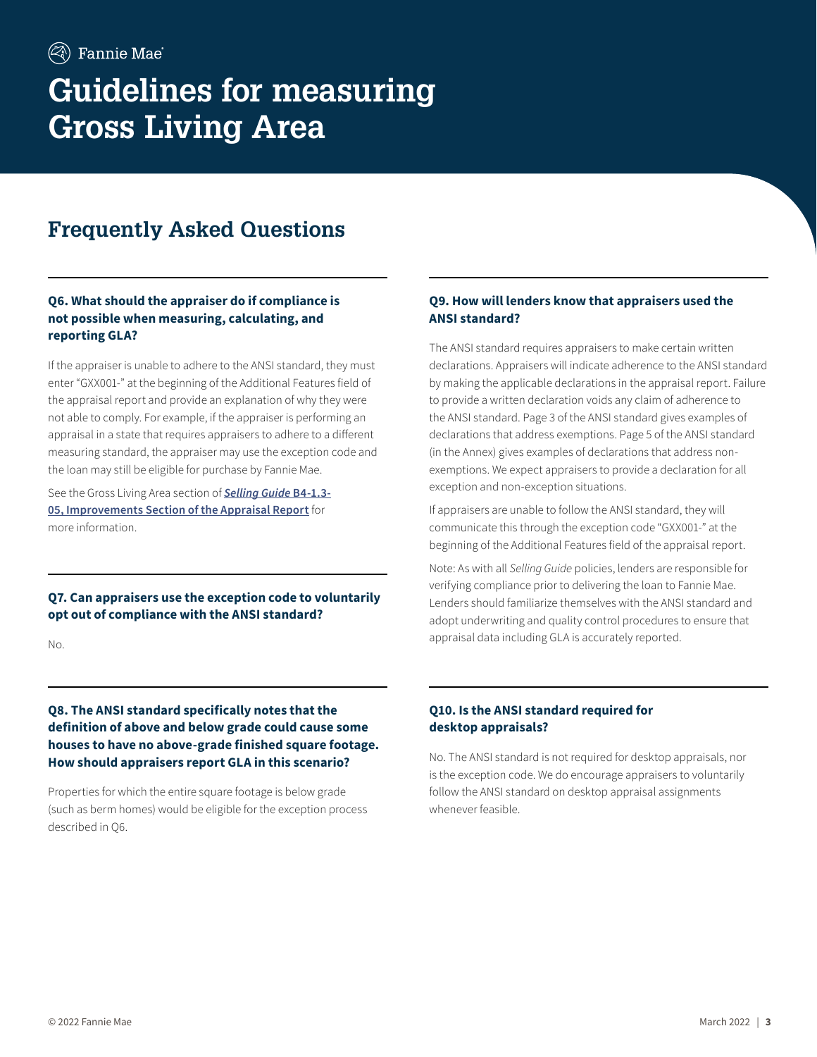# Guidelines for measuring Gross Living Area

## Frequently Asked Questions

### Q6. What should the appraiser do if compliance is not possible when measuring, calculating, and reporting GLA?

If the appraiser is unable to adhere to the ANSI standard, they must enter "GXX001-" at the beginning of the Additional Features field of the appraisal report and provide an explanation of why they were not able to comply. For example, if the appraiser is performing an appraisal in a state that requires appraisers to adhere to a different measuring standard, the appraiser may use the exception code and the loan may still be eligible for purchase by Fannie Mae.

See the Gross Living Area section of ***Selling Guide* B4-1.3-05, Improvements Section of the Appraisal Report** for more information.

### Q7. Can appraisers use the exception code to voluntarily opt out of compliance with the ANSI standard?

No.

### Q8. The ANSI standard specifically notes that the definition of above and below grade could cause some houses to have no above-grade finished square footage. How should appraisers report GLA in this scenario?

Properties for which the entire square footage is below grade (such as berm homes) would be eligible for the exception process described in Q6.

### Q9. How will lenders know that appraisers used the ANSI standard?

The ANSI standard requires appraisers to make certain written declarations. Appraisers will indicate adherence to the ANSI standard by making the applicable declarations in the appraisal report. Failure to provide a written declaration voids any claim of adherence to the ANSI standard. Page 3 of the ANSI standard gives examples of declarations that address exemptions. Page 5 of the ANSI standard (in the Annex) gives examples of declarations that address non-exemptions. We expect appraisers to provide a declaration for all exception and non-exception situations.

If appraisers are unable to follow the ANSI standard, they will communicate this through the exception code "GXX001-" at the beginning of the Additional Features field of the appraisal report.

Note: As with all *Selling Guide* policies, lenders are responsible for verifying compliance prior to delivering the loan to Fannie Mae. Lenders should familiarize themselves with the ANSI standard and adopt underwriting and quality control procedures to ensure that appraisal data including GLA is accurately reported.

### Q10. Is the ANSI standard required for desktop appraisals?

No. The ANSI standard is not required for desktop appraisals, nor is the exception code. We do encourage appraisers to voluntarily follow the ANSI standard on desktop appraisal assignments whenever feasible.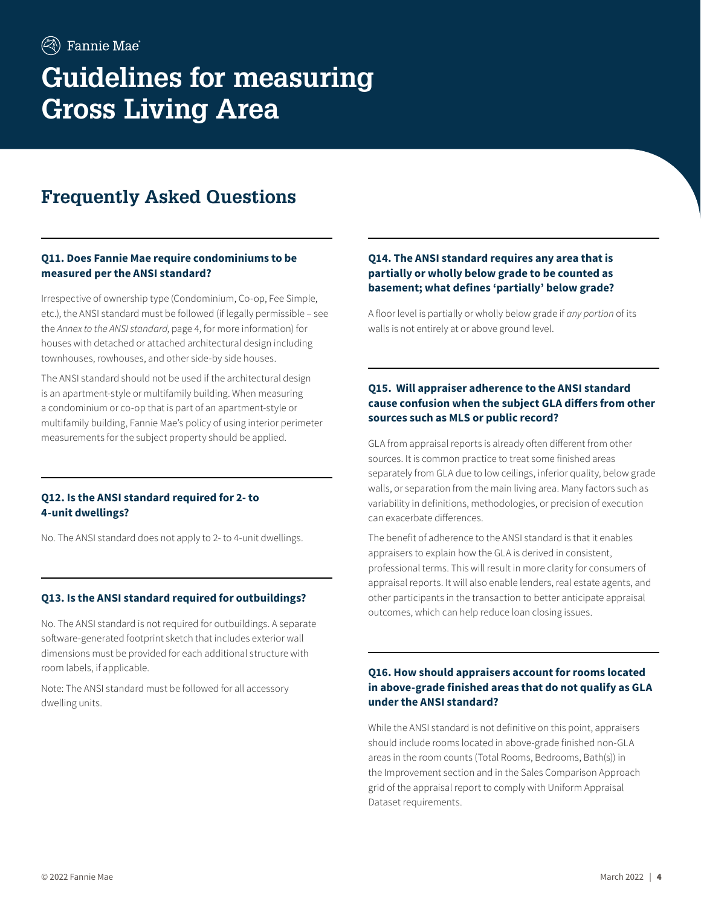# Guidelines for measuring Gross Living Area

## Frequently Asked Questions

### Q11. Does Fannie Mae require condominiums to be measured per the ANSI standard?

Irrespective of ownership type (Condominium, Co-op, Fee Simple, etc.), the ANSI standard must be followed (if legally permissible – see the *Annex to the ANSI standard*, page 4, for more information) for houses with detached or attached architectural design including townhouses, rowhouses, and other side-by side houses.

The ANSI standard should not be used if the architectural design is an apartment-style or multifamily building. When measuring a condominium or co-op that is part of an apartment-style or multifamily building, Fannie Mae's policy of using interior perimeter measurements for the subject property should be applied.

### Q12. Is the ANSI standard required for 2- to 4-unit dwellings?

No. The ANSI standard does not apply to 2- to 4-unit dwellings.

### Q13. Is the ANSI standard required for outbuildings?

No. The ANSI standard is not required for outbuildings. A separate software-generated footprint sketch that includes exterior wall dimensions must be provided for each additional structure with room labels, if applicable.

Note: The ANSI standard must be followed for all accessory dwelling units.

### Q14. The ANSI standard requires any area that is partially or wholly below grade to be counted as basement; what defines 'partially' below grade?

A floor level is partially or wholly below grade if *any portion* of its walls is not entirely at or above ground level.

### Q15. Will appraiser adherence to the ANSI standard cause confusion when the subject GLA differs from other sources such as MLS or public record?

GLA from appraisal reports is already often different from other sources. It is common practice to treat some finished areas separately from GLA due to low ceilings, inferior quality, below grade walls, or separation from the main living area. Many factors such as variability in definitions, methodologies, or precision of execution can exacerbate differences.

The benefit of adherence to the ANSI standard is that it enables appraisers to explain how the GLA is derived in consistent, professional terms. This will result in more clarity for consumers of appraisal reports. It will also enable lenders, real estate agents, and other participants in the transaction to better anticipate appraisal outcomes, which can help reduce loan closing issues.

### Q16. How should appraisers account for rooms located in above-grade finished areas that do not qualify as GLA under the ANSI standard?

While the ANSI standard is not definitive on this point, appraisers should include rooms located in above-grade finished non-GLA areas in the room counts (Total Rooms, Bedrooms, Bath(s)) in the Improvement section and in the Sales Comparison Approach grid of the appraisal report to comply with Uniform Appraisal Dataset requirements.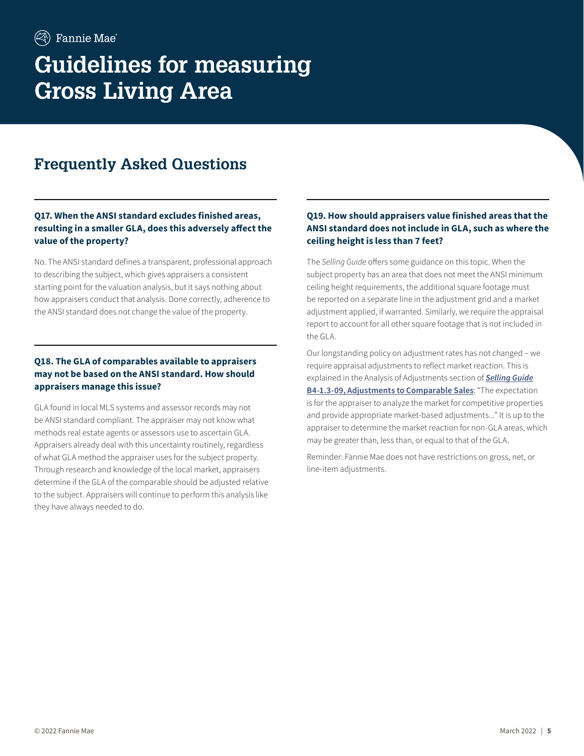# Guidelines for measuring Gross Living Area

## Frequently Asked Questions

### Q17. When the ANSI standard excludes finished areas, resulting in a smaller GLA, does this adversely affect the value of the property?

No. The ANSI standard defines a transparent, professional approach to describing the subject, which gives appraisers a consistent starting point for the valuation analysis, but it says nothing about how appraisers conduct that analysis. Done correctly, adherence to the ANSI standard does not change the value of the property.

### Q18. The GLA of comparables available to appraisers may not be based on the ANSI standard. How should appraisers manage this issue?

GLA found in local MLS systems and assessor records may not be ANSI standard compliant. The appraiser may not know what methods real estate agents or assessors use to ascertain GLA. Appraisers already deal with this uncertainty routinely, regardless of what GLA method the appraiser uses for the subject property. Through research and knowledge of the local market, appraisers determine if the GLA of the comparable should be adjusted relative to the subject. Appraisers will continue to perform this analysis like they have always needed to do.

### Q19. How should appraisers value finished areas that the ANSI standard does not include in GLA, such as where the ceiling height is less than 7 feet?

The *Selling Guide* offers some guidance on this topic. When the subject property has an area that does not meet the ANSI minimum ceiling height requirements, the additional square footage must be reported on a separate line in the adjustment grid and a market adjustment applied, if warranted. Similarly, we require the appraisal report to account for all other square footage that is not included in the GLA.

Our longstanding policy on adjustment rates has not changed – we require appraisal adjustments to reflect market reaction. This is explained in the Analysis of Adjustments section of ***Selling Guide* B4-1.3-09, Adjustments to Comparable Sales**: "The expectation is for the appraiser to analyze the market for competitive properties and provide appropriate market-based adjustments…" It is up to the appraiser to determine the market reaction for non-GLA areas, which may be greater than, less than, or equal to that of the GLA.

Reminder: Fannie Mae does not have restrictions on gross, net, or line-item adjustments.